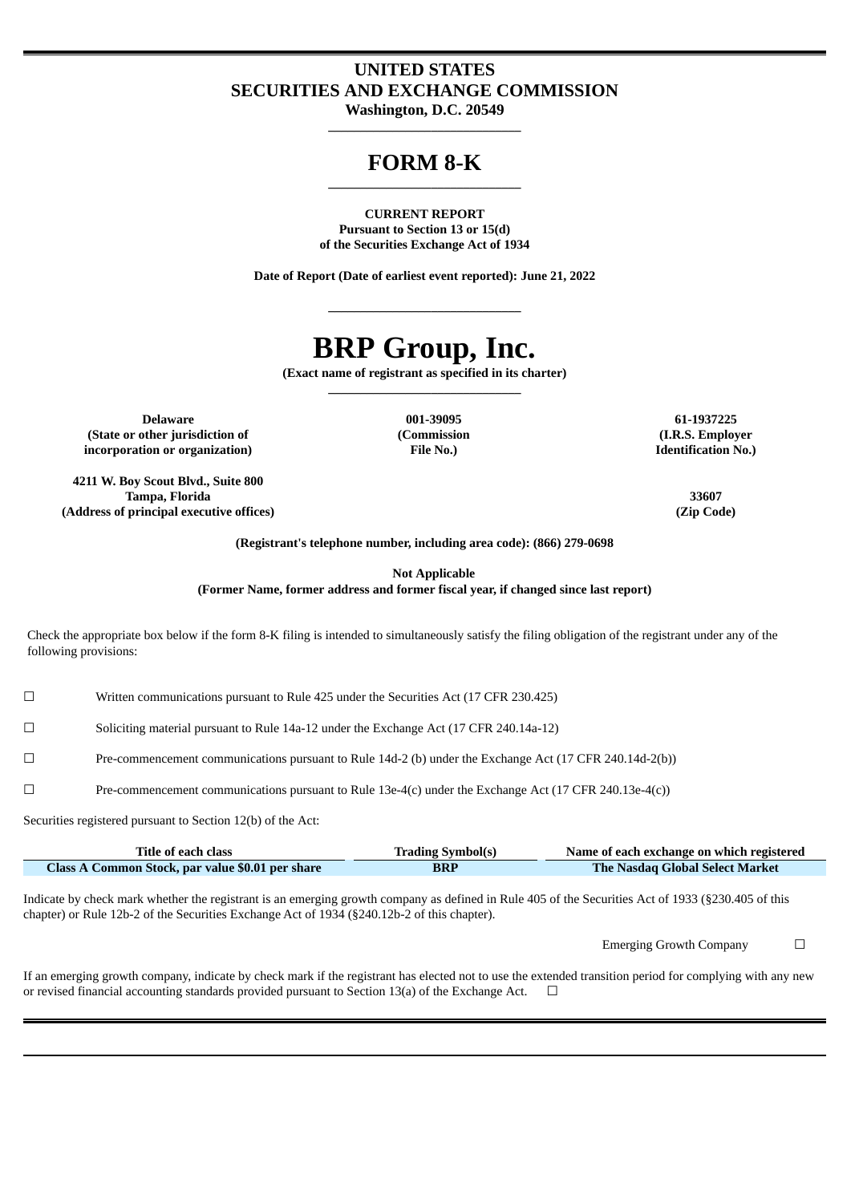# UNITED STATES
# SECURITIES AND EXCHANGE COMMISSION

**Washington, D.C. 20549**

---

# FORM 8-K

---

**CURRENT REPORT**
**Pursuant to Section 13 or 15(d)**
**of the Securities Exchange Act of 1934**

**Date of Report (Date of earliest event reported): June 21, 2022**

---

# BRP Group, Inc.

**(Exact name of registrant as specified in its charter)**

---

| Delaware | 001-39095 | 61-1937225 |
|---|---|---|
| (State or other jurisdiction of incorporation or organization) | (Commission File No.) | (I.R.S. Employer Identification No.) |

| 4211 W. Boy Scout Blvd., Suite 800 Tampa, Florida | 33607 |
|---|---|
| (Address of principal executive offices) | (Zip Code) |

**(Registrant's telephone number, including area code): (866) 279-0698**

**Not Applicable**
**(Former Name, former address and former fiscal year, if changed since last report)**

Check the appropriate box below if the form 8-K filing is intended to simultaneously satisfy the filing obligation of the registrant under any of the following provisions:

☐ Written communications pursuant to Rule 425 under the Securities Act (17 CFR 230.425)

☐ Soliciting material pursuant to Rule 14a-12 under the Exchange Act (17 CFR 240.14a-12)

☐ Pre-commencement communications pursuant to Rule 14d-2 (b) under the Exchange Act (17 CFR 240.14d-2(b))

☐ Pre-commencement communications pursuant to Rule 13e-4(c) under the Exchange Act (17 CFR 240.13e-4(c))

Securities registered pursuant to Section 12(b) of the Act:

| Title of each class | Trading Symbol(s) | Name of each exchange on which registered |
|---|---|---|
| Class A Common Stock, par value $0.01 per share | BRP | The Nasdaq Global Select Market |

Indicate by check mark whether the registrant is an emerging growth company as defined in Rule 405 of the Securities Act of 1933 (§230.405 of this chapter) or Rule 12b-2 of the Securities Exchange Act of 1934 (§240.12b-2 of this chapter).

Emerging Growth Company ☐

If an emerging growth company, indicate by check mark if the registrant has elected not to use the extended transition period for complying with any new or revised financial accounting standards provided pursuant to Section 13(a) of the Exchange Act. ☐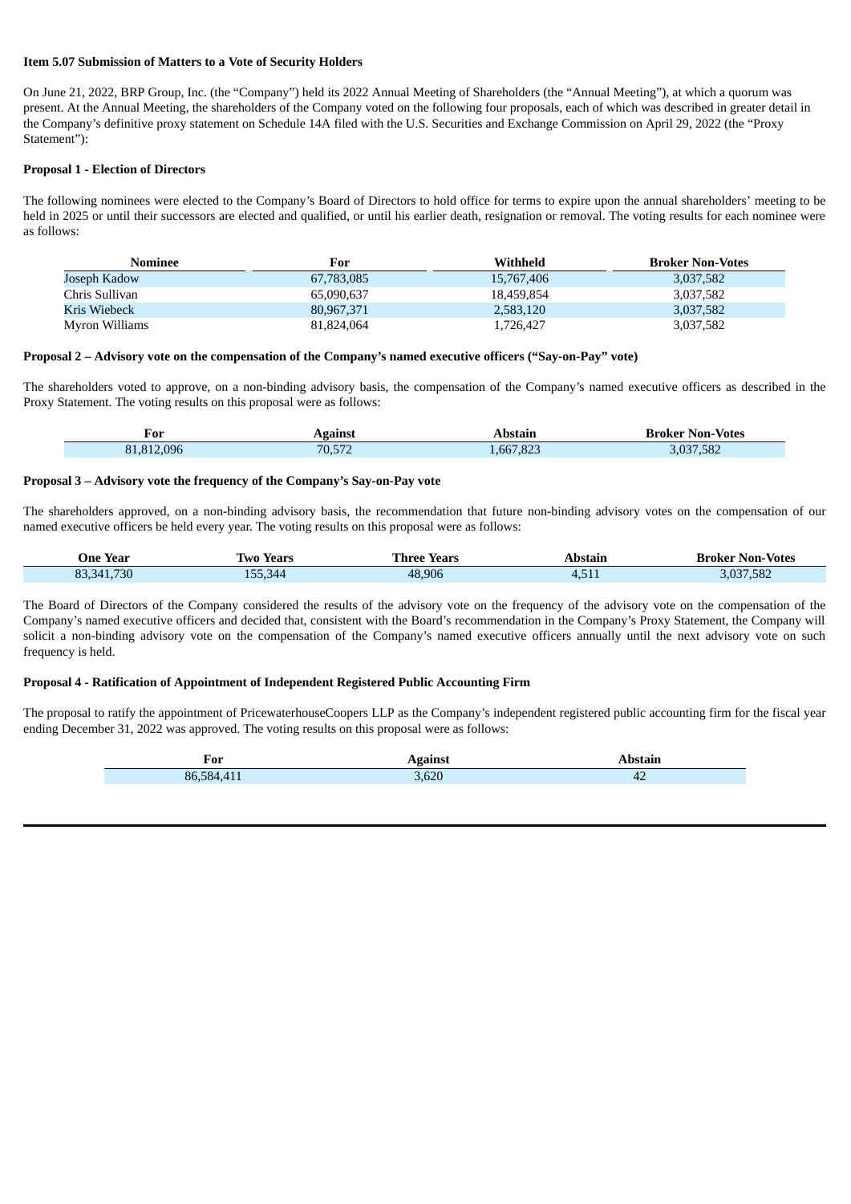**Item 5.07 Submission of Matters to a Vote of Security Holders**

On June 21, 2022, BRP Group, Inc. (the "Company") held its 2022 Annual Meeting of Shareholders (the "Annual Meeting"), at which a quorum was present. At the Annual Meeting, the shareholders of the Company voted on the following four proposals, each of which was described in greater detail in the Company's definitive proxy statement on Schedule 14A filed with the U.S. Securities and Exchange Commission on April 29, 2022 (the "Proxy Statement"):

**Proposal 1 - Election of Directors**

The following nominees were elected to the Company's Board of Directors to hold office for terms to expire upon the annual shareholders' meeting to be held in 2025 or until their successors are elected and qualified, or until his earlier death, resignation or removal. The voting results for each nominee were as follows:

| Nominee | For | Withheld | Broker Non-Votes |
|---|---|---|---|
| Joseph Kadow | 67,783,085 | 15,767,406 | 3,037,582 |
| Chris Sullivan | 65,090,637 | 18,459,854 | 3,037,582 |
| Kris Wiebeck | 80,967,371 | 2,583,120 | 3,037,582 |
| Myron Williams | 81,824,064 | 1,726,427 | 3,037,582 |

**Proposal 2 – Advisory vote on the compensation of the Company's named executive officers ("Say-on-Pay" vote)**

The shareholders voted to approve, on a non-binding advisory basis, the compensation of the Company's named executive officers as described in the Proxy Statement. The voting results on this proposal were as follows:

| For | Against | Abstain | Broker Non-Votes |
|---|---|---|---|
| 81,812,096 | 70,572 | 1,667,823 | 3,037,582 |

**Proposal 3 – Advisory vote the frequency of the Company's Say-on-Pay vote**

The shareholders approved, on a non-binding advisory basis, the recommendation that future non-binding advisory votes on the compensation of our named executive officers be held every year. The voting results on this proposal were as follows:

| One Year | Two Years | Three Years | Abstain | Broker Non-Votes |
|---|---|---|---|---|
| 83,341,730 | 155,344 | 48,906 | 4,511 | 3,037,582 |

The Board of Directors of the Company considered the results of the advisory vote on the frequency of the advisory vote on the compensation of the Company's named executive officers and decided that, consistent with the Board's recommendation in the Company's Proxy Statement, the Company will solicit a non-binding advisory vote on the compensation of the Company's named executive officers annually until the next advisory vote on such frequency is held.

**Proposal 4 - Ratification of Appointment of Independent Registered Public Accounting Firm**

The proposal to ratify the appointment of PricewaterhouseCoopers LLP as the Company's independent registered public accounting firm for the fiscal year ending December 31, 2022 was approved. The voting results on this proposal were as follows:

| For | Against | Abstain |
|---|---|---|
| 86,584,411 | 3,620 | 42 |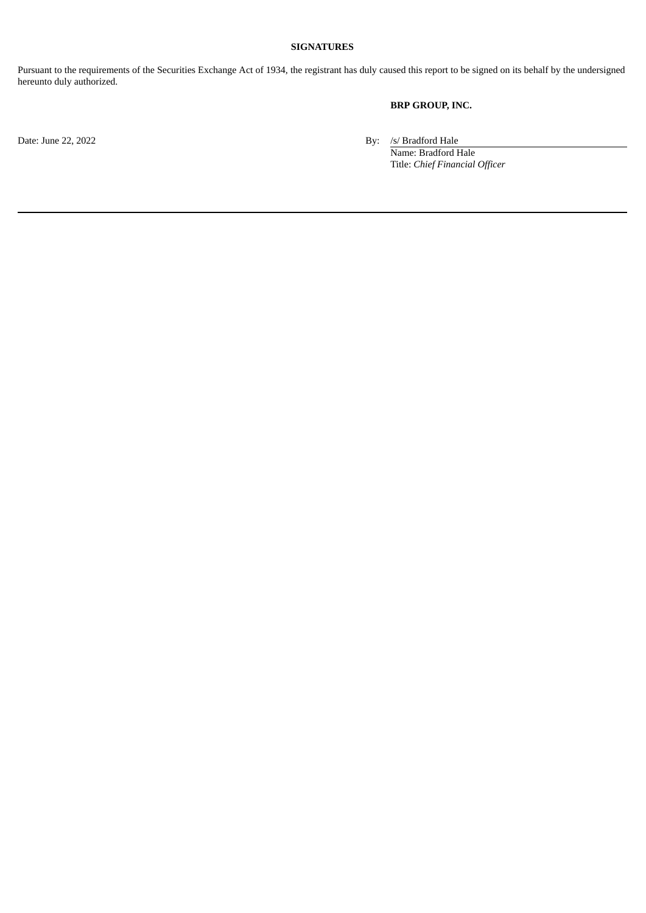**SIGNATURES**

Pursuant to the requirements of the Securities Exchange Act of 1934, the registrant has duly caused this report to be signed on its behalf by the undersigned hereunto duly authorized.

**BRP GROUP, INC.**

Date: June 22, 2022

By: /s/ Bradford Hale
Name: Bradford Hale
Title: *Chief Financial Officer*